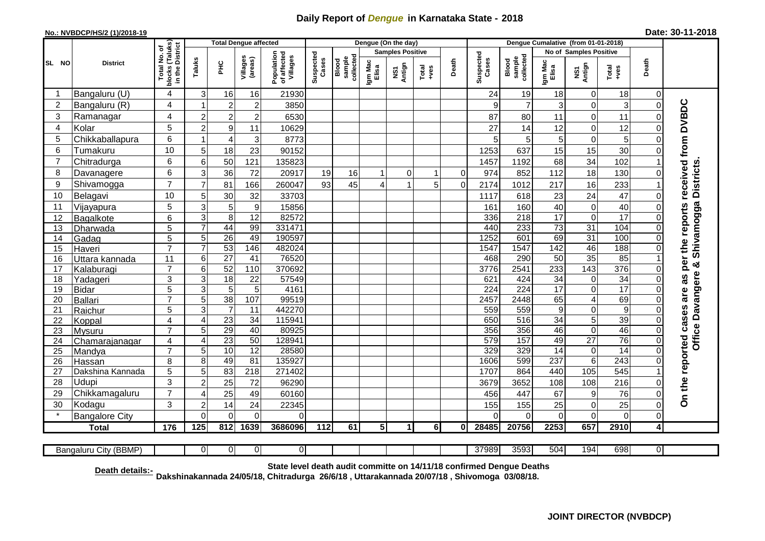# Daily Report of *Dengue* in Karnataka State - 2018

**No.: NVBDCP/HS/2 (1)/2018-19**

**Date: 30-11-2018**

| SL NO | District | Total No. of blocks (Taluks) in the District | Total Dengue affected | | | | Dengue (On the day) | | | | | | | Dengue Cumalative (from 01-01-2018) | | | | | | | |
|---|---|---|---|---|---|---|---|---|---|---|---|---|---|---|---|---|---|---|---|---|
| | | | Taluks | PHC | Villages (areas) | Population of affected Villages | Suspected Cases | Blood sample collected | Samples Positive | | | Death | Suspected Cases | Blood sample collected | No of Samples Positive | | | Death | |
| | | | | | | | | | Igm Mac Elisa | NS1 Antign | Total +ves | | | | Igm Mac Elisa | NS1 Antign | Total +ves | | |
| 1 | Bangaluru (U) | 4 | 3 | 16 | 16 | 21930 | | | | | | | 24 | 19 | 18 | 0 | 18 | 0 | On the reported cases are as per the reports received from DVBDC Office Davangere & Shivamogga Districts. |
| 2 | Bangaluru (R) | 4 | 1 | 2 | 2 | 3850 | | | | | | | 9 | 7 | 3 | 0 | 3 | 0 | |
| 3 | Ramanagar | 4 | 2 | 2 | 2 | 6530 | | | | | | | 87 | 80 | 11 | 0 | 11 | 0 | |
| 4 | Kolar | 5 | 2 | 9 | 11 | 10629 | | | | | | | 27 | 14 | 12 | 0 | 12 | 0 | |
| 5 | Chikkaballapura | 6 | 1 | 4 | 3 | 8773 | | | | | | | 5 | 5 | 5 | 0 | 5 | 0 | |
| 6 | Tumakuru | 10 | 5 | 18 | 23 | 90152 | | | | | | | 1253 | 637 | 15 | 15 | 30 | 0 | |
| 7 | Chitradurga | 6 | 6 | 50 | 121 | 135823 | | | | | | | 1457 | 1192 | 68 | 34 | 102 | 1 | |
| 8 | Davanagere | 6 | 3 | 36 | 72 | 20917 | 19 | 16 | 1 | 0 | 1 | 0 | 974 | 852 | 112 | 18 | 130 | 0 | |
| 9 | Shivamogga | 7 | 7 | 81 | 166 | 260047 | 93 | 45 | 4 | 1 | 5 | 0 | 2174 | 1012 | 217 | 16 | 233 | 1 | |
| 10 | Belagavi | 10 | 5 | 30 | 32 | 33703 | | | | | | | 1117 | 618 | 23 | 24 | 47 | 0 | |
| 11 | Vijayapura | 5 | 3 | 5 | 9 | 15856 | | | | | | | 161 | 160 | 40 | 0 | 40 | 0 | |
| 12 | Bagalkote | 6 | 3 | 8 | 12 | 82572 | | | | | | | 336 | 218 | 17 | 0 | 17 | 0 | |
| 13 | Dharwada | 5 | 7 | 44 | 99 | 331471 | | | | | | | 440 | 233 | 73 | 31 | 104 | 0 | |
| 14 | Gadag | 5 | 5 | 26 | 49 | 190597 | | | | | | | 1252 | 601 | 69 | 31 | 100 | 0 | |
| 15 | Haveri | 7 | 7 | 53 | 146 | 482024 | | | | | | | 1547 | 1547 | 142 | 46 | 188 | 0 | |
| 16 | Uttara kannada | 11 | 6 | 27 | 41 | 76520 | | | | | | | 468 | 290 | 50 | 35 | 85 | 1 | |
| 17 | Kalaburagi | 7 | 6 | 52 | 110 | 370692 | | | | | | | 3776 | 2541 | 233 | 143 | 376 | 0 | |
| 18 | Yadageri | 3 | 3 | 18 | 22 | 57549 | | | | | | | 621 | 424 | 34 | 0 | 34 | 0 | |
| 19 | Bidar | 5 | 3 | 5 | 5 | 4161 | | | | | | | 224 | 224 | 17 | 0 | 17 | 0 | |
| 20 | Ballari | 7 | 5 | 38 | 107 | 99519 | | | | | | | 2457 | 2448 | 65 | 4 | 69 | 0 | |
| 21 | Raichur | 5 | 3 | 7 | 11 | 442270 | | | | | | | 559 | 559 | 9 | 0 | 9 | 0 | |
| 22 | Koppal | 4 | 4 | 23 | 34 | 115941 | | | | | | | 650 | 516 | 34 | 5 | 39 | 0 | |
| 23 | Mysuru | 7 | 5 | 29 | 40 | 80925 | | | | | | | 356 | 356 | 46 | 0 | 46 | 0 | |
| 24 | Chamarajanagar | 4 | 4 | 23 | 50 | 128941 | | | | | | | 579 | 157 | 49 | 27 | 76 | 0 | |
| 25 | Mandya | 7 | 5 | 10 | 12 | 28580 | | | | | | | 329 | 329 | 14 | 0 | 14 | 0 | |
| 26 | Hassan | 8 | 8 | 49 | 81 | 135927 | | | | | | | 1606 | 599 | 237 | 6 | 243 | 0 | |
| 27 | Dakshina Kannada | 5 | 5 | 83 | 218 | 271402 | | | | | | | 1707 | 864 | 440 | 105 | 545 | 1 | |
| 28 | Udupi | 3 | 2 | 25 | 72 | 96290 | | | | | | | 3679 | 3652 | 108 | 108 | 216 | 0 | |
| 29 | Chikkamagaluru | 7 | 4 | 25 | 49 | 60160 | | | | | | | 456 | 447 | 67 | 9 | 76 | 0 | |
| 30 | Kodagu | 3 | 2 | 14 | 24 | 22345 | | | | | | | 155 | 155 | 25 | 0 | 25 | 0 | |
| * | Bangalore City | | 0 | 0 | 0 | 0 | | | | | | | 0 | 0 | 0 | 0 | 0 | 0 | |
| | **Total** | **176** | **125** | **812** | **1639** | **3686096** | **112** | **61** | **5** | **1** | **6** | **0** | **28485** | **20756** | **2253** | **657** | **2910** | **4** | |

| | Bangaluru City (BBMP) | | 0 | 0 | 0 | 0 | | | | | | | 37989 | 3593 | 504 | 194 | 698 | 0 | |
|---|---|---|---|---|---|---|---|---|---|---|---|---|---|---|---|---|---|---|---|

**Death details:-** **State level death audit committe on 14/11/18 confirmed Dengue Deaths Dakshinakannada 24/05/18, Chitradurga 26/6/18 , Uttarakannada 20/07/18 , Shivomoga 03/08/18.**

**JOINT DIRECTOR (NVBDCP)**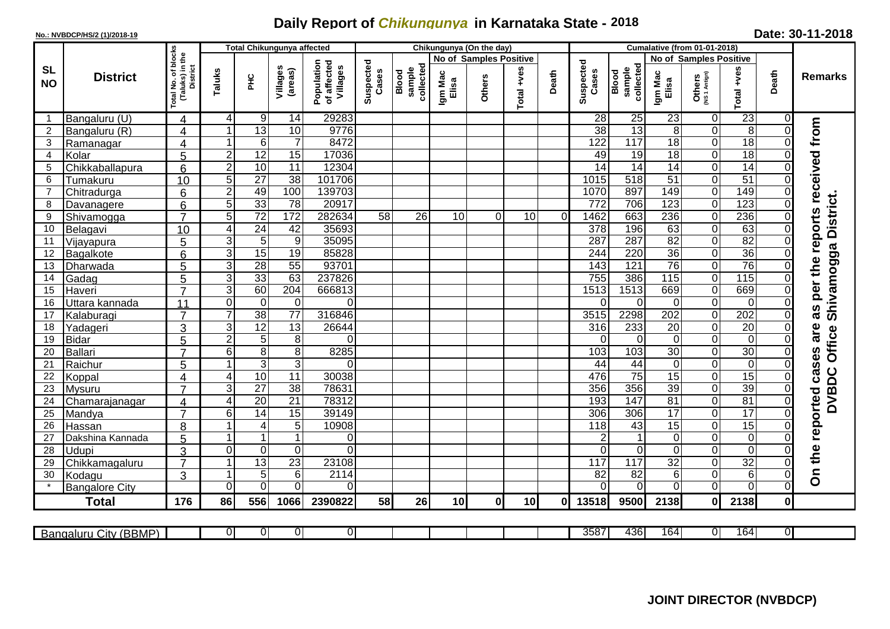# Daily Report of *Chikungunya* in Karnataka State - 2018

**No.: NVBDCP/HS/2 (1)/2018-19**

**Date: 30-11-2018**

| SL NO | District | Total No. of blocks (Taluks) in the District | Total Chikungunya affected | | | | Chikungunya (On the day) | | | | | | Cumalative (from 01-01-2018) | | | | | | Remarks |
|---|---|---|---|---|---|---|---|---|---|---|---|---|---|---|---|---|---|---|---|
| | | | Taluks | PHC | Villages (areas) | Population of affected Villages | Suspected Cases | Blood sample collected | No of Samples Positive | | | Death | Suspected Cases | Blood sample collected | No of Samples Positive | | | Death | |
| | | | | | | | | | Igm Mac Elisa | Others | Total +ves | | | | Igm Mac Elisa | Others (NS1 Antign) | Total +ves | | |
| 1 | Bangaluru (U) | 4 | 4 | 9 | 14 | 29283 | | | | | | | 28 | 25 | 23 | 0 | 23 | 0 | On the reported cases are as per the reports received from DVBDC Office Shivamogga District. |
| 2 | Bangaluru (R) | 4 | 1 | 13 | 10 | 9776 | | | | | | | 38 | 13 | 8 | 0 | 8 | 0 | |
| 3 | Ramanagar | 4 | 1 | 6 | 7 | 8472 | | | | | | | 122 | 117 | 18 | 0 | 18 | 0 | |
| 4 | Kolar | 5 | 2 | 12 | 15 | 17036 | | | | | | | 49 | 19 | 18 | 0 | 18 | 0 | |
| 5 | Chikkaballapura | 6 | 2 | 10 | 11 | 12304 | | | | | | | 14 | 14 | 14 | 0 | 14 | 0 | |
| 6 | Tumakuru | 10 | 5 | 27 | 38 | 101706 | | | | | | | 1015 | 518 | 51 | 0 | 51 | 0 | |
| 7 | Chitradurga | 6 | 2 | 49 | 100 | 139703 | | | | | | | 1070 | 897 | 149 | 0 | 149 | 0 | |
| 8 | Davanagere | 6 | 5 | 33 | 78 | 20917 | | | | | | | 772 | 706 | 123 | 0 | 123 | 0 | |
| 9 | Shivamogga | 7 | 5 | 72 | 172 | 282634 | 58 | 26 | 10 | 0 | 10 | 0 | 1462 | 663 | 236 | 0 | 236 | 0 | |
| 10 | Belagavi | 10 | 4 | 24 | 42 | 35693 | | | | | | | 378 | 196 | 63 | 0 | 63 | 0 | |
| 11 | Vijayapura | 5 | 3 | 5 | 9 | 35095 | | | | | | | 287 | 287 | 82 | 0 | 82 | 0 | |
| 12 | Bagalkote | 6 | 3 | 15 | 19 | 85828 | | | | | | | 244 | 220 | 36 | 0 | 36 | 0 | |
| 13 | Dharwada | 5 | 3 | 28 | 55 | 93701 | | | | | | | 143 | 121 | 76 | 0 | 76 | 0 | |
| 14 | Gadag | 5 | 3 | 33 | 63 | 237826 | | | | | | | 755 | 386 | 115 | 0 | 115 | 0 | |
| 15 | Haveri | 7 | 3 | 60 | 204 | 666813 | | | | | | | 1513 | 1513 | 669 | 0 | 669 | 0 | |
| 16 | Uttara kannada | 11 | 0 | 0 | 0 | 0 | | | | | | | 0 | 0 | 0 | 0 | 0 | 0 | |
| 17 | Kalaburagi | 7 | 7 | 38 | 77 | 316846 | | | | | | | 3515 | 2298 | 202 | 0 | 202 | 0 | |
| 18 | Yadageri | 3 | 3 | 12 | 13 | 26644 | | | | | | | 316 | 233 | 20 | 0 | 20 | 0 | |
| 19 | Bidar | 5 | 2 | 5 | 8 | 0 | | | | | | | 0 | 0 | 0 | 0 | 0 | 0 | |
| 20 | Ballari | 7 | 6 | 8 | 8 | 8285 | | | | | | | 103 | 103 | 30 | 0 | 30 | 0 | |
| 21 | Raichur | 5 | 1 | 3 | 3 | 0 | | | | | | | 44 | 44 | 0 | 0 | 0 | 0 | |
| 22 | Koppal | 4 | 4 | 10 | 11 | 30038 | | | | | | | 476 | 75 | 15 | 0 | 15 | 0 | |
| 23 | Mysuru | 7 | 3 | 27 | 38 | 78631 | | | | | | | 356 | 356 | 39 | 0 | 39 | 0 | |
| 24 | Chamarajanagar | 4 | 4 | 20 | 21 | 78312 | | | | | | | 193 | 147 | 81 | 0 | 81 | 0 | |
| 25 | Mandya | 7 | 6 | 14 | 15 | 39149 | | | | | | | 306 | 306 | 17 | 0 | 17 | 0 | |
| 26 | Hassan | 8 | 1 | 4 | 5 | 10908 | | | | | | | 118 | 43 | 15 | 0 | 15 | 0 | |
| 27 | Dakshina Kannada | 5 | 1 | 1 | 1 | 0 | | | | | | | 2 | 1 | 0 | 0 | 0 | 0 | |
| 28 | Udupi | 3 | 0 | 0 | 0 | 0 | | | | | | | 0 | 0 | 0 | 0 | 0 | 0 | |
| 29 | Chikkamagaluru | 7 | 1 | 13 | 23 | 23108 | | | | | | | 117 | 117 | 32 | 0 | 32 | 0 | |
| 30 | Kodagu | 3 | 1 | 5 | 6 | 2114 | | | | | | | 82 | 82 | 6 | 0 | 6 | 0 | |
| * | Bangalore City | | 0 | 0 | 0 | 0 | | | | | | | 0 | 0 | 0 | 0 | 0 | 0 | |
| | **Total** | **176** | **86** | **556** | **1066** | **2390822** | **58** | **26** | **10** | **0** | **10** | **0** | **13518** | **9500** | **2138** | **0** | **2138** | **0** | |

| | | | | | | | | | | | | | | | | | |
|---|---|---|---|---|---|---|---|---|---|---|---|---|---|---|---|---|---|
| Bangaluru City (BBMP) | | 0 | 0 | 0 | 0 | | | | | | | 3587 | 436 | 164 | 0 | 164 | 0 |

**JOINT DIRECTOR (NVBDCP)**